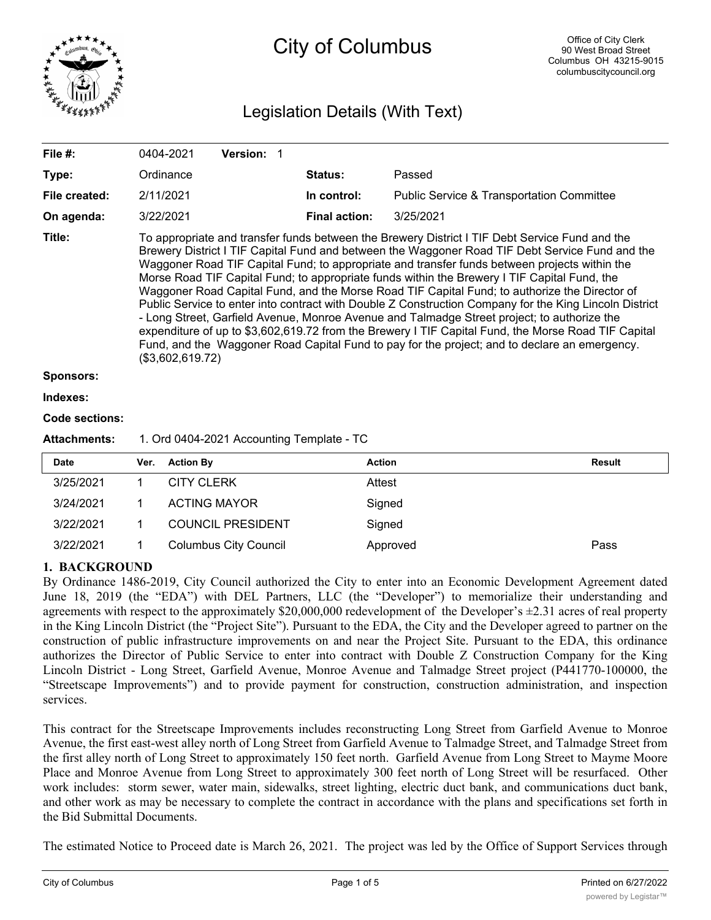# City of Columbus

Office of City Clerk
90 West Broad Street
Columbus OH 43215-9015
columbuscitycouncil.org

## Legislation Details (With Text)

| | | | |
|---|---|---|---|
| **File #:** | 0404-2021 **Version:** 1 | | |
| **Type:** | Ordinance | **Status:** | Passed |
| **File created:** | 2/11/2021 | **In control:** | Public Service & Transportation Committee |
| **On agenda:** | 3/22/2021 | **Final action:** | 3/25/2021 |

**Title:** To appropriate and transfer funds between the Brewery District I TIF Debt Service Fund and the Brewery District I TIF Capital Fund and between the Waggoner Road TIF Debt Service Fund and the Waggoner Road TIF Capital Fund; to appropriate and transfer funds between projects within the Morse Road TIF Capital Fund; to appropriate funds within the Brewery I TIF Capital Fund, the Waggoner Road Capital Fund, and the Morse Road TIF Capital Fund; to authorize the Director of Public Service to enter into contract with Double Z Construction Company for the King Lincoln District - Long Street, Garfield Avenue, Monroe Avenue and Talmadge Street project; to authorize the expenditure of up to $3,602,619.72 from the Brewery I TIF Capital Fund, the Morse Road TIF Capital Fund, and the Waggoner Road Capital Fund to pay for the project; and to declare an emergency. ($3,602,619.72)

**Sponsors:**

**Indexes:**

**Code sections:**

**Attachments:** 1. Ord 0404-2021 Accounting Template - TC

| Date | Ver. | Action By | Action | Result |
|---|---|---|---|---|
| 3/25/2021 | 1 | CITY CLERK | Attest | |
| 3/24/2021 | 1 | ACTING MAYOR | Signed | |
| 3/22/2021 | 1 | COUNCIL PRESIDENT | Signed | |
| 3/22/2021 | 1 | Columbus City Council | Approved | Pass |

**1. BACKGROUND**

By Ordinance 1486-2019, City Council authorized the City to enter into an Economic Development Agreement dated June 18, 2019 (the "EDA") with DEL Partners, LLC (the "Developer") to memorialize their understanding and agreements with respect to the approximately $20,000,000 redevelopment of the Developer's ±2.31 acres of real property in the King Lincoln District (the "Project Site"). Pursuant to the EDA, the City and the Developer agreed to partner on the construction of public infrastructure improvements on and near the Project Site. Pursuant to the EDA, this ordinance authorizes the Director of Public Service to enter into contract with Double Z Construction Company for the King Lincoln District - Long Street, Garfield Avenue, Monroe Avenue and Talmadge Street project (P441770-100000, the "Streetscape Improvements") and to provide payment for construction, construction administration, and inspection services.

This contract for the Streetscape Improvements includes reconstructing Long Street from Garfield Avenue to Monroe Avenue, the first east-west alley north of Long Street from Garfield Avenue to Talmadge Street, and Talmadge Street from the first alley north of Long Street to approximately 150 feet north. Garfield Avenue from Long Street to Mayme Moore Place and Monroe Avenue from Long Street to approximately 300 feet north of Long Street will be resurfaced. Other work includes: storm sewer, water main, sidewalks, street lighting, electric duct bank, and communications duct bank, and other work as may be necessary to complete the contract in accordance with the plans and specifications set forth in the Bid Submittal Documents.

The estimated Notice to Proceed date is March 26, 2021. The project was led by the Office of Support Services through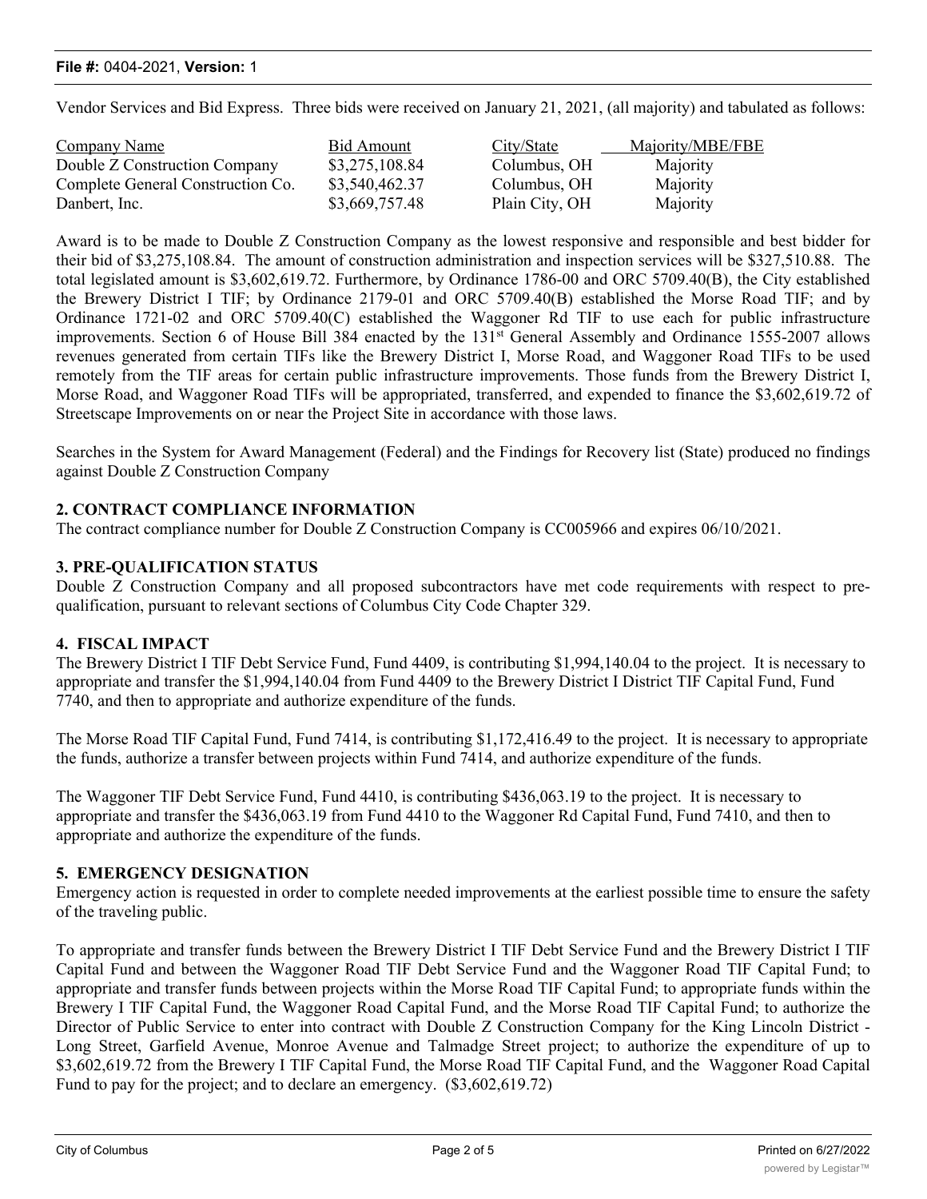Vendor Services and Bid Express. Three bids were received on January 21, 2021, (all majority) and tabulated as follows:

| Company Name | Bid Amount | City/State | Majority/MBE/FBE |
| --- | --- | --- | --- |
| Double Z Construction Company | $3,275,108.84 | Columbus, OH | Majority |
| Complete General Construction Co. | $3,540,462.37 | Columbus, OH | Majority |
| Danbert, Inc. | $3,669,757.48 | Plain City, OH | Majority |

Award is to be made to Double Z Construction Company as the lowest responsive and responsible and best bidder for their bid of $3,275,108.84. The amount of construction administration and inspection services will be $327,510.88. The total legislated amount is $3,602,619.72. Furthermore, by Ordinance 1786-00 and ORC 5709.40(B), the City established the Brewery District I TIF; by Ordinance 2179-01 and ORC 5709.40(B) established the Morse Road TIF; and by Ordinance 1721-02 and ORC 5709.40(C) established the Waggoner Rd TIF to use each for public infrastructure improvements. Section 6 of House Bill 384 enacted by the 131st General Assembly and Ordinance 1555-2007 allows revenues generated from certain TIFs like the Brewery District I, Morse Road, and Waggoner Road TIFs to be used remotely from the TIF areas for certain public infrastructure improvements. Those funds from the Brewery District I, Morse Road, and Waggoner Road TIFs will be appropriated, transferred, and expended to finance the $3,602,619.72 of Streetscape Improvements on or near the Project Site in accordance with those laws.

Searches in the System for Award Management (Federal) and the Findings for Recovery list (State) produced no findings against Double Z Construction Company

**2. CONTRACT COMPLIANCE INFORMATION**

The contract compliance number for Double Z Construction Company is CC005966 and expires 06/10/2021.

**3. PRE-QUALIFICATION STATUS**

Double Z Construction Company and all proposed subcontractors have met code requirements with respect to pre-qualification, pursuant to relevant sections of Columbus City Code Chapter 329.

**4. FISCAL IMPACT**

The Brewery District I TIF Debt Service Fund, Fund 4409, is contributing $1,994,140.04 to the project. It is necessary to appropriate and transfer the $1,994,140.04 from Fund 4409 to the Brewery District I District TIF Capital Fund, Fund 7740, and then to appropriate and authorize expenditure of the funds.

The Morse Road TIF Capital Fund, Fund 7414, is contributing $1,172,416.49 to the project. It is necessary to appropriate the funds, authorize a transfer between projects within Fund 7414, and authorize expenditure of the funds.

The Waggoner TIF Debt Service Fund, Fund 4410, is contributing $436,063.19 to the project. It is necessary to appropriate and transfer the $436,063.19 from Fund 4410 to the Waggoner Rd Capital Fund, Fund 7410, and then to appropriate and authorize the expenditure of the funds.

**5. EMERGENCY DESIGNATION**

Emergency action is requested in order to complete needed improvements at the earliest possible time to ensure the safety of the traveling public.

To appropriate and transfer funds between the Brewery District I TIF Debt Service Fund and the Brewery District I TIF Capital Fund and between the Waggoner Road TIF Debt Service Fund and the Waggoner Road TIF Capital Fund; to appropriate and transfer funds between projects within the Morse Road TIF Capital Fund; to appropriate funds within the Brewery I TIF Capital Fund, the Waggoner Road Capital Fund, and the Morse Road TIF Capital Fund; to authorize the Director of Public Service to enter into contract with Double Z Construction Company for the King Lincoln District - Long Street, Garfield Avenue, Monroe Avenue and Talmadge Street project; to authorize the expenditure of up to $3,602,619.72 from the Brewery I TIF Capital Fund, the Morse Road TIF Capital Fund, and the Waggoner Road Capital Fund to pay for the project; and to declare an emergency. ($3,602,619.72)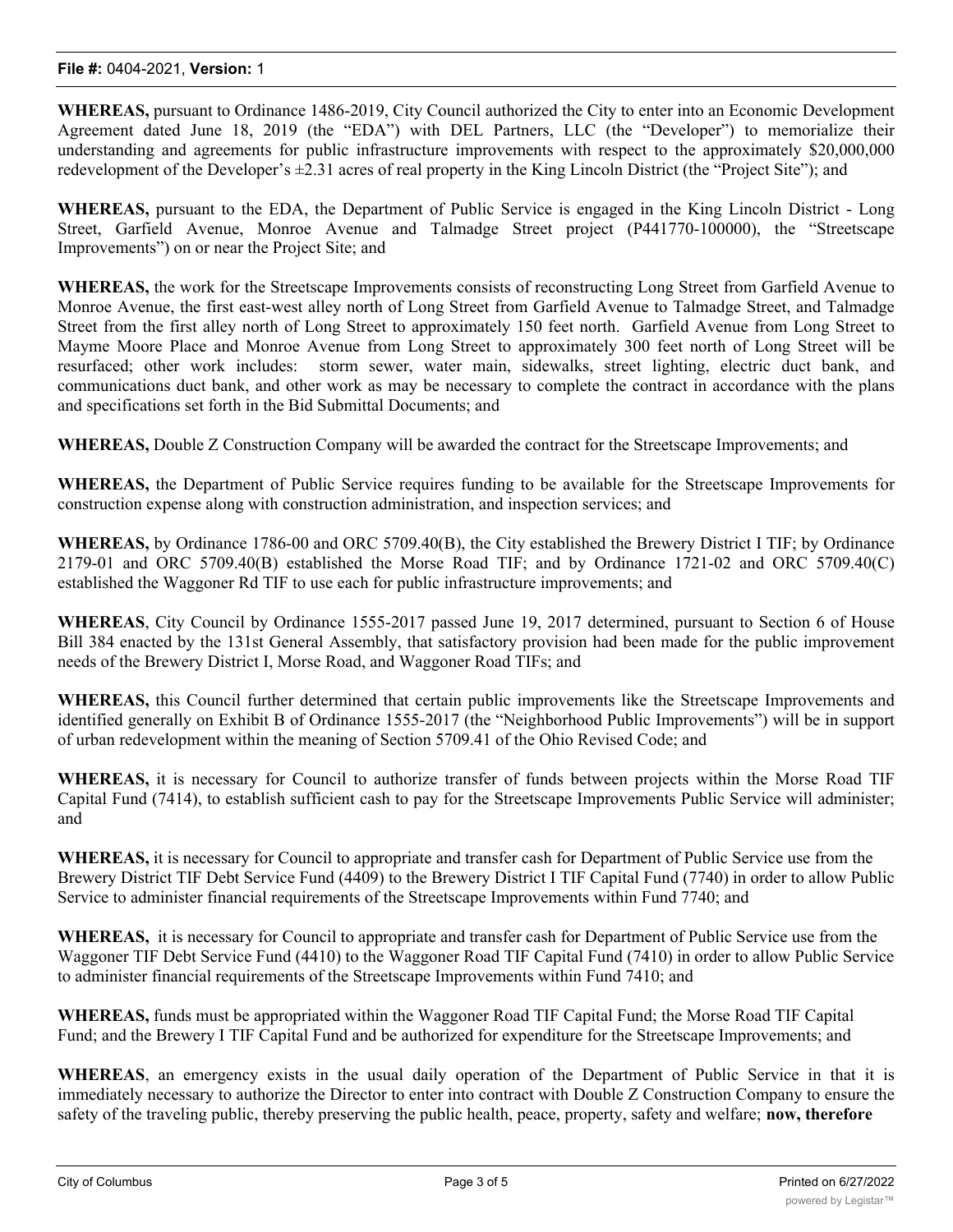**WHEREAS,** pursuant to Ordinance 1486-2019, City Council authorized the City to enter into an Economic Development Agreement dated June 18, 2019 (the "EDA") with DEL Partners, LLC (the "Developer") to memorialize their understanding and agreements for public infrastructure improvements with respect to the approximately $20,000,000 redevelopment of the Developer's ±2.31 acres of real property in the King Lincoln District (the "Project Site"); and

**WHEREAS,** pursuant to the EDA, the Department of Public Service is engaged in the King Lincoln District - Long Street, Garfield Avenue, Monroe Avenue and Talmadge Street project (P441770-100000), the "Streetscape Improvements") on or near the Project Site; and

**WHEREAS,** the work for the Streetscape Improvements consists of reconstructing Long Street from Garfield Avenue to Monroe Avenue, the first east-west alley north of Long Street from Garfield Avenue to Talmadge Street, and Talmadge Street from the first alley north of Long Street to approximately 150 feet north. Garfield Avenue from Long Street to Mayme Moore Place and Monroe Avenue from Long Street to approximately 300 feet north of Long Street will be resurfaced; other work includes: storm sewer, water main, sidewalks, street lighting, electric duct bank, and communications duct bank, and other work as may be necessary to complete the contract in accordance with the plans and specifications set forth in the Bid Submittal Documents; and

**WHEREAS,** Double Z Construction Company will be awarded the contract for the Streetscape Improvements; and

**WHEREAS,** the Department of Public Service requires funding to be available for the Streetscape Improvements for construction expense along with construction administration, and inspection services; and

**WHEREAS,** by Ordinance 1786-00 and ORC 5709.40(B), the City established the Brewery District I TIF; by Ordinance 2179-01 and ORC 5709.40(B) established the Morse Road TIF; and by Ordinance 1721-02 and ORC 5709.40(C) established the Waggoner Rd TIF to use each for public infrastructure improvements; and

**WHEREAS**, City Council by Ordinance 1555-2017 passed June 19, 2017 determined, pursuant to Section 6 of House Bill 384 enacted by the 131st General Assembly, that satisfactory provision had been made for the public improvement needs of the Brewery District I, Morse Road, and Waggoner Road TIFs; and

**WHEREAS,** this Council further determined that certain public improvements like the Streetscape Improvements and identified generally on Exhibit B of Ordinance 1555-2017 (the "Neighborhood Public Improvements") will be in support of urban redevelopment within the meaning of Section 5709.41 of the Ohio Revised Code; and

**WHEREAS,** it is necessary for Council to authorize transfer of funds between projects within the Morse Road TIF Capital Fund (7414), to establish sufficient cash to pay for the Streetscape Improvements Public Service will administer; and

**WHEREAS,** it is necessary for Council to appropriate and transfer cash for Department of Public Service use from the Brewery District TIF Debt Service Fund (4409) to the Brewery District I TIF Capital Fund (7740) in order to allow Public Service to administer financial requirements of the Streetscape Improvements within Fund 7740; and

**WHEREAS,** it is necessary for Council to appropriate and transfer cash for Department of Public Service use from the Waggoner TIF Debt Service Fund (4410) to the Waggoner Road TIF Capital Fund (7410) in order to allow Public Service to administer financial requirements of the Streetscape Improvements within Fund 7410; and

**WHEREAS,** funds must be appropriated within the Waggoner Road TIF Capital Fund; the Morse Road TIF Capital Fund; and the Brewery I TIF Capital Fund and be authorized for expenditure for the Streetscape Improvements; and

**WHEREAS**, an emergency exists in the usual daily operation of the Department of Public Service in that it is immediately necessary to authorize the Director to enter into contract with Double Z Construction Company to ensure the safety of the traveling public, thereby preserving the public health, peace, property, safety and welfare; **now, therefore**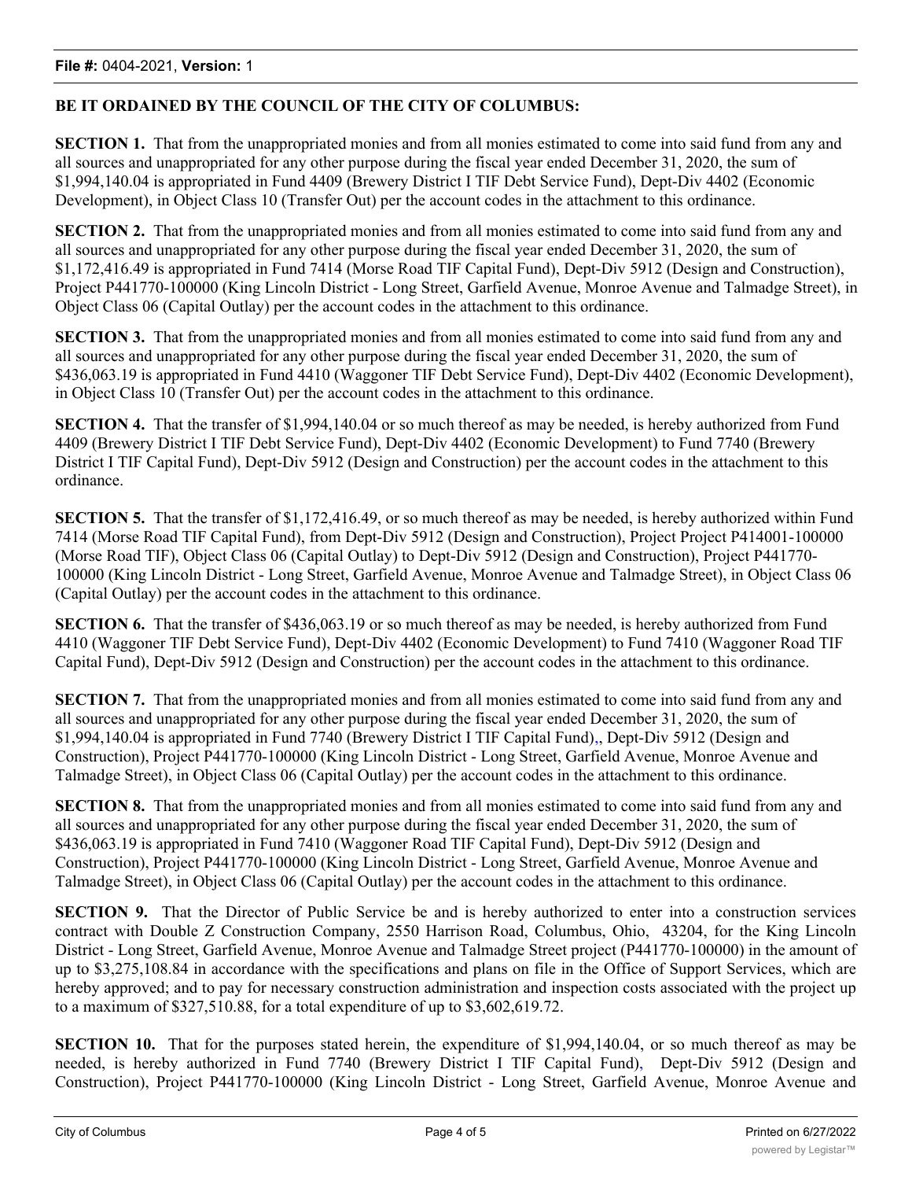**BE IT ORDAINED BY THE COUNCIL OF THE CITY OF COLUMBUS:**

**SECTION 1.** That from the unappropriated monies and from all monies estimated to come into said fund from any and all sources and unappropriated for any other purpose during the fiscal year ended December 31, 2020, the sum of $1,994,140.04 is appropriated in Fund 4409 (Brewery District I TIF Debt Service Fund), Dept-Div 4402 (Economic Development), in Object Class 10 (Transfer Out) per the account codes in the attachment to this ordinance.

**SECTION 2.** That from the unappropriated monies and from all monies estimated to come into said fund from any and all sources and unappropriated for any other purpose during the fiscal year ended December 31, 2020, the sum of $1,172,416.49 is appropriated in Fund 7414 (Morse Road TIF Capital Fund), Dept-Div 5912 (Design and Construction), Project P441770-100000 (King Lincoln District - Long Street, Garfield Avenue, Monroe Avenue and Talmadge Street), in Object Class 06 (Capital Outlay) per the account codes in the attachment to this ordinance.

**SECTION 3.** That from the unappropriated monies and from all monies estimated to come into said fund from any and all sources and unappropriated for any other purpose during the fiscal year ended December 31, 2020, the sum of $436,063.19 is appropriated in Fund 4410 (Waggoner TIF Debt Service Fund), Dept-Div 4402 (Economic Development), in Object Class 10 (Transfer Out) per the account codes in the attachment to this ordinance.

**SECTION 4.** That the transfer of $1,994,140.04 or so much thereof as may be needed, is hereby authorized from Fund 4409 (Brewery District I TIF Debt Service Fund), Dept-Div 4402 (Economic Development) to Fund 7740 (Brewery District I TIF Capital Fund), Dept-Div 5912 (Design and Construction) per the account codes in the attachment to this ordinance.

**SECTION 5.** That the transfer of $1,172,416.49, or so much thereof as may be needed, is hereby authorized within Fund 7414 (Morse Road TIF Capital Fund), from Dept-Div 5912 (Design and Construction), Project Project P414001-100000 (Morse Road TIF), Object Class 06 (Capital Outlay) to Dept-Div 5912 (Design and Construction), Project P441770-100000 (King Lincoln District - Long Street, Garfield Avenue, Monroe Avenue and Talmadge Street), in Object Class 06 (Capital Outlay) per the account codes in the attachment to this ordinance.

**SECTION 6.** That the transfer of $436,063.19 or so much thereof as may be needed, is hereby authorized from Fund 4410 (Waggoner TIF Debt Service Fund), Dept-Div 4402 (Economic Development) to Fund 7410 (Waggoner Road TIF Capital Fund), Dept-Div 5912 (Design and Construction) per the account codes in the attachment to this ordinance.

**SECTION 7.** That from the unappropriated monies and from all monies estimated to come into said fund from any and all sources and unappropriated for any other purpose during the fiscal year ended December 31, 2020, the sum of $1,994,140.04 is appropriated in Fund 7740 (Brewery District I TIF Capital Fund),, Dept-Div 5912 (Design and Construction), Project P441770-100000 (King Lincoln District - Long Street, Garfield Avenue, Monroe Avenue and Talmadge Street), in Object Class 06 (Capital Outlay) per the account codes in the attachment to this ordinance.

**SECTION 8.** That from the unappropriated monies and from all monies estimated to come into said fund from any and all sources and unappropriated for any other purpose during the fiscal year ended December 31, 2020, the sum of $436,063.19 is appropriated in Fund 7410 (Waggoner Road TIF Capital Fund), Dept-Div 5912 (Design and Construction), Project P441770-100000 (King Lincoln District - Long Street, Garfield Avenue, Monroe Avenue and Talmadge Street), in Object Class 06 (Capital Outlay) per the account codes in the attachment to this ordinance.

**SECTION 9.** That the Director of Public Service be and is hereby authorized to enter into a construction services contract with Double Z Construction Company, 2550 Harrison Road, Columbus, Ohio, 43204, for the King Lincoln District - Long Street, Garfield Avenue, Monroe Avenue and Talmadge Street project (P441770-100000) in the amount of up to $3,275,108.84 in accordance with the specifications and plans on file in the Office of Support Services, which are hereby approved; and to pay for necessary construction administration and inspection costs associated with the project up to a maximum of $327,510.88, for a total expenditure of up to $3,602,619.72.

**SECTION 10.** That for the purposes stated herein, the expenditure of $1,994,140.04, or so much thereof as may be needed, is hereby authorized in Fund 7740 (Brewery District I TIF Capital Fund), Dept-Div 5912 (Design and Construction), Project P441770-100000 (King Lincoln District - Long Street, Garfield Avenue, Monroe Avenue and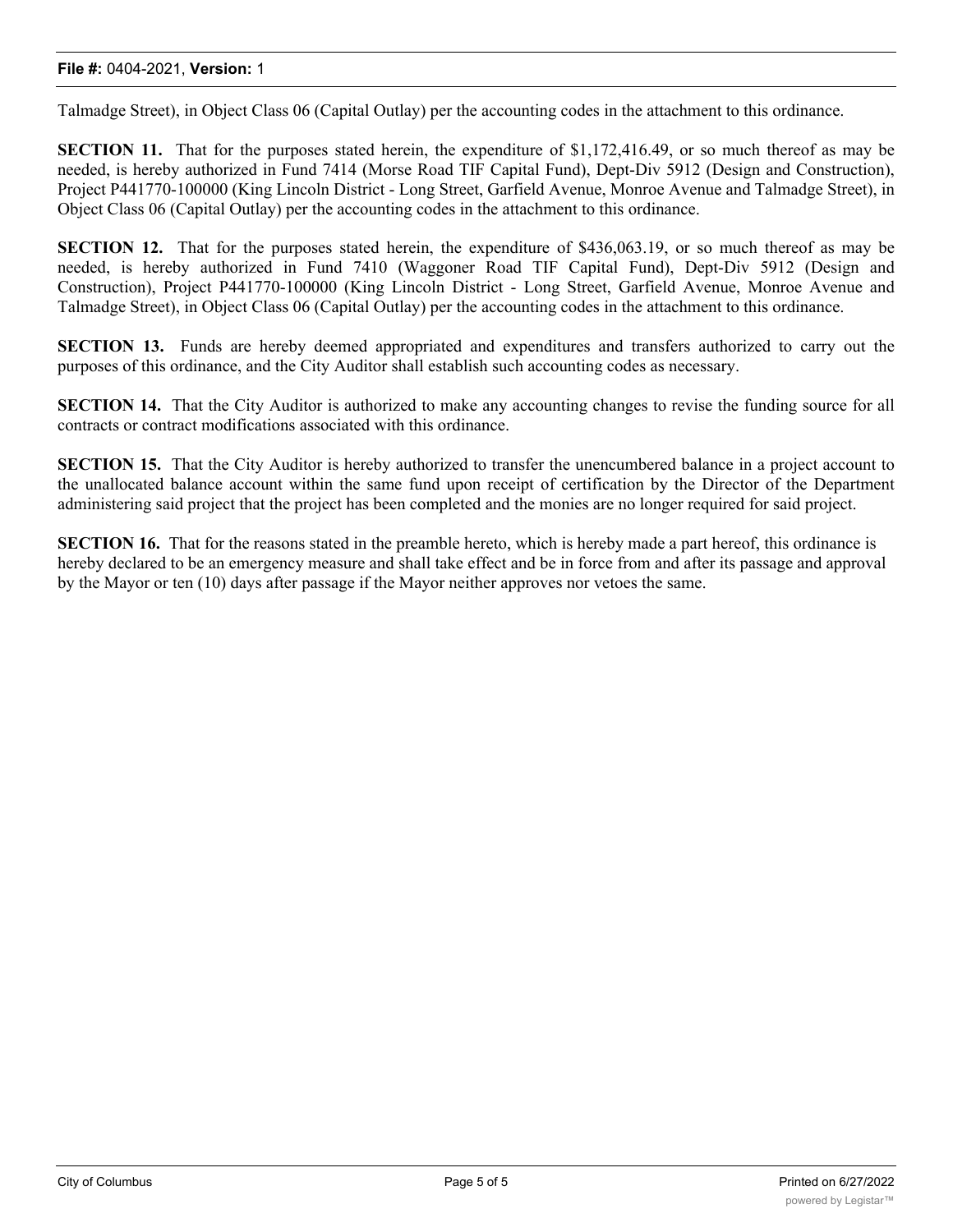Talmadge Street), in Object Class 06 (Capital Outlay) per the accounting codes in the attachment to this ordinance.

**SECTION 11.** That for the purposes stated herein, the expenditure of $1,172,416.49, or so much thereof as may be needed, is hereby authorized in Fund 7414 (Morse Road TIF Capital Fund), Dept-Div 5912 (Design and Construction), Project P441770-100000 (King Lincoln District - Long Street, Garfield Avenue, Monroe Avenue and Talmadge Street), in Object Class 06 (Capital Outlay) per the accounting codes in the attachment to this ordinance.

**SECTION 12.** That for the purposes stated herein, the expenditure of $436,063.19, or so much thereof as may be needed, is hereby authorized in Fund 7410 (Waggoner Road TIF Capital Fund), Dept-Div 5912 (Design and Construction), Project P441770-100000 (King Lincoln District - Long Street, Garfield Avenue, Monroe Avenue and Talmadge Street), in Object Class 06 (Capital Outlay) per the accounting codes in the attachment to this ordinance.

**SECTION 13.** Funds are hereby deemed appropriated and expenditures and transfers authorized to carry out the purposes of this ordinance, and the City Auditor shall establish such accounting codes as necessary.

**SECTION 14.** That the City Auditor is authorized to make any accounting changes to revise the funding source for all contracts or contract modifications associated with this ordinance.

**SECTION 15.** That the City Auditor is hereby authorized to transfer the unencumbered balance in a project account to the unallocated balance account within the same fund upon receipt of certification by the Director of the Department administering said project that the project has been completed and the monies are no longer required for said project.

**SECTION 16.** That for the reasons stated in the preamble hereto, which is hereby made a part hereof, this ordinance is hereby declared to be an emergency measure and shall take effect and be in force from and after its passage and approval by the Mayor or ten (10) days after passage if the Mayor neither approves nor vetoes the same.